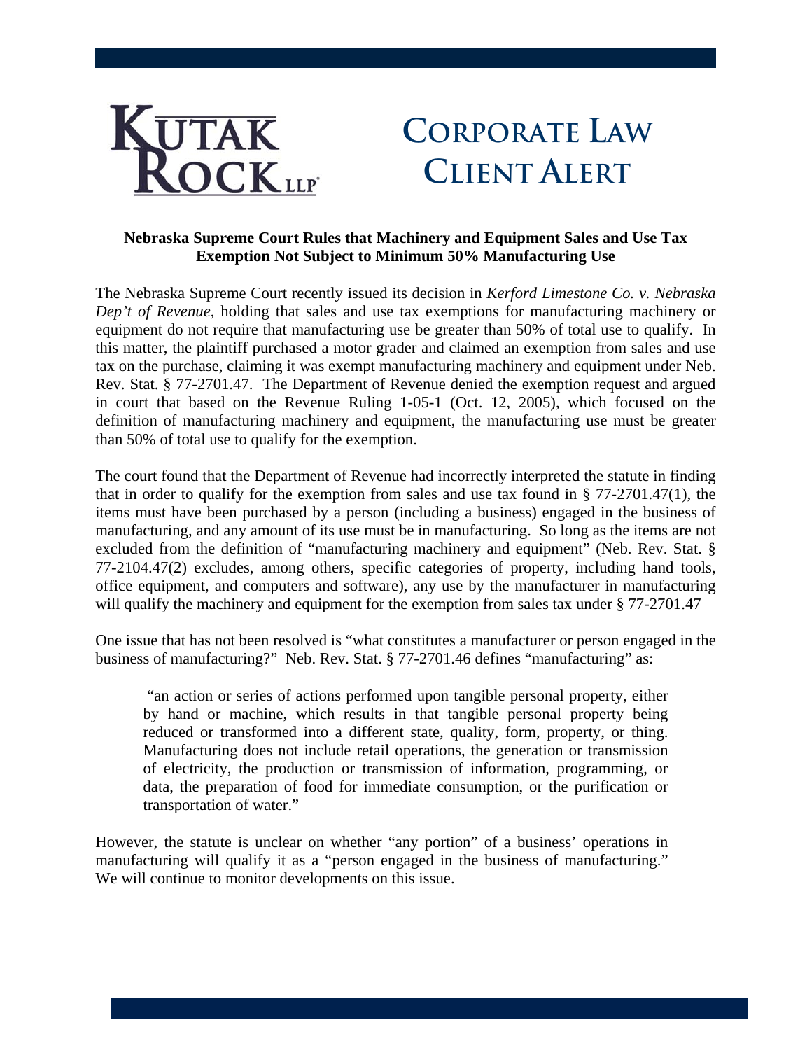# Kutak Rock LLP

# Corporate Law Client Alert

**Nebraska Supreme Court Rules that Machinery and Equipment Sales and Use Tax Exemption Not Subject to Minimum 50% Manufacturing Use**

The Nebraska Supreme Court recently issued its decision in *Kerford Limestone Co. v. Nebraska Dep't of Revenue*, holding that sales and use tax exemptions for manufacturing machinery or equipment do not require that manufacturing use be greater than 50% of total use to qualify. In this matter, the plaintiff purchased a motor grader and claimed an exemption from sales and use tax on the purchase, claiming it was exempt manufacturing machinery and equipment under Neb. Rev. Stat. § 77-2701.47. The Department of Revenue denied the exemption request and argued in court that based on the Revenue Ruling 1-05-1 (Oct. 12, 2005), which focused on the definition of manufacturing machinery and equipment, the manufacturing use must be greater than 50% of total use to qualify for the exemption.

The court found that the Department of Revenue had incorrectly interpreted the statute in finding that in order to qualify for the exemption from sales and use tax found in § 77-2701.47(1), the items must have been purchased by a person (including a business) engaged in the business of manufacturing, and any amount of its use must be in manufacturing. So long as the items are not excluded from the definition of "manufacturing machinery and equipment" (Neb. Rev. Stat. § 77-2104.47(2) excludes, among others, specific categories of property, including hand tools, office equipment, and computers and software), any use by the manufacturer in manufacturing will qualify the machinery and equipment for the exemption from sales tax under § 77-2701.47

One issue that has not been resolved is "what constitutes a manufacturer or person engaged in the business of manufacturing?" Neb. Rev. Stat. § 77-2701.46 defines "manufacturing" as:

> "an action or series of actions performed upon tangible personal property, either by hand or machine, which results in that tangible personal property being reduced or transformed into a different state, quality, form, property, or thing. Manufacturing does not include retail operations, the generation or transmission of electricity, the production or transmission of information, programming, or data, the preparation of food for immediate consumption, or the purification or transportation of water."

However, the statute is unclear on whether "any portion" of a business' operations in manufacturing will qualify it as a "person engaged in the business of manufacturing." We will continue to monitor developments on this issue.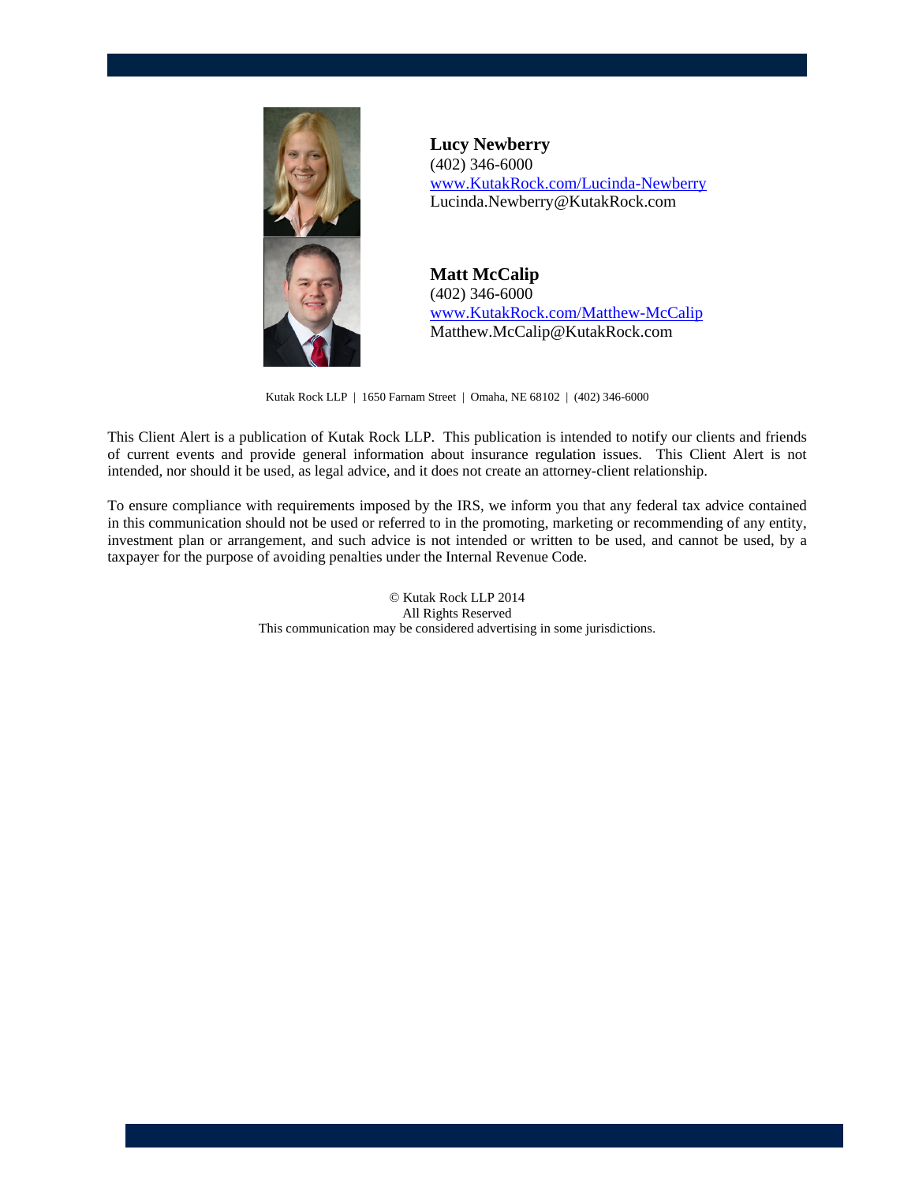**Lucy Newberry**
(402) 346-6000
[www.KutakRock.com/Lucinda-Newberry](http://www.KutakRock.com/Lucinda-Newberry)
Lucinda.Newberry@KutakRock.com

**Matt McCalip**
(402) 346-6000
[www.KutakRock.com/Matthew-McCalip](http://www.KutakRock.com/Matthew-McCalip)
Matthew.McCalip@KutakRock.com

Kutak Rock LLP | 1650 Farnam Street | Omaha, NE 68102 | (402) 346-6000

This Client Alert is a publication of Kutak Rock LLP. This publication is intended to notify our clients and friends of current events and provide general information about insurance regulation issues. This Client Alert is not intended, nor should it be used, as legal advice, and it does not create an attorney-client relationship.

To ensure compliance with requirements imposed by the IRS, we inform you that any federal tax advice contained in this communication should not be used or referred to in the promoting, marketing or recommending of any entity, investment plan or arrangement, and such advice is not intended or written to be used, and cannot be used, by a taxpayer for the purpose of avoiding penalties under the Internal Revenue Code.

© Kutak Rock LLP 2014
All Rights Reserved
This communication may be considered advertising in some jurisdictions.